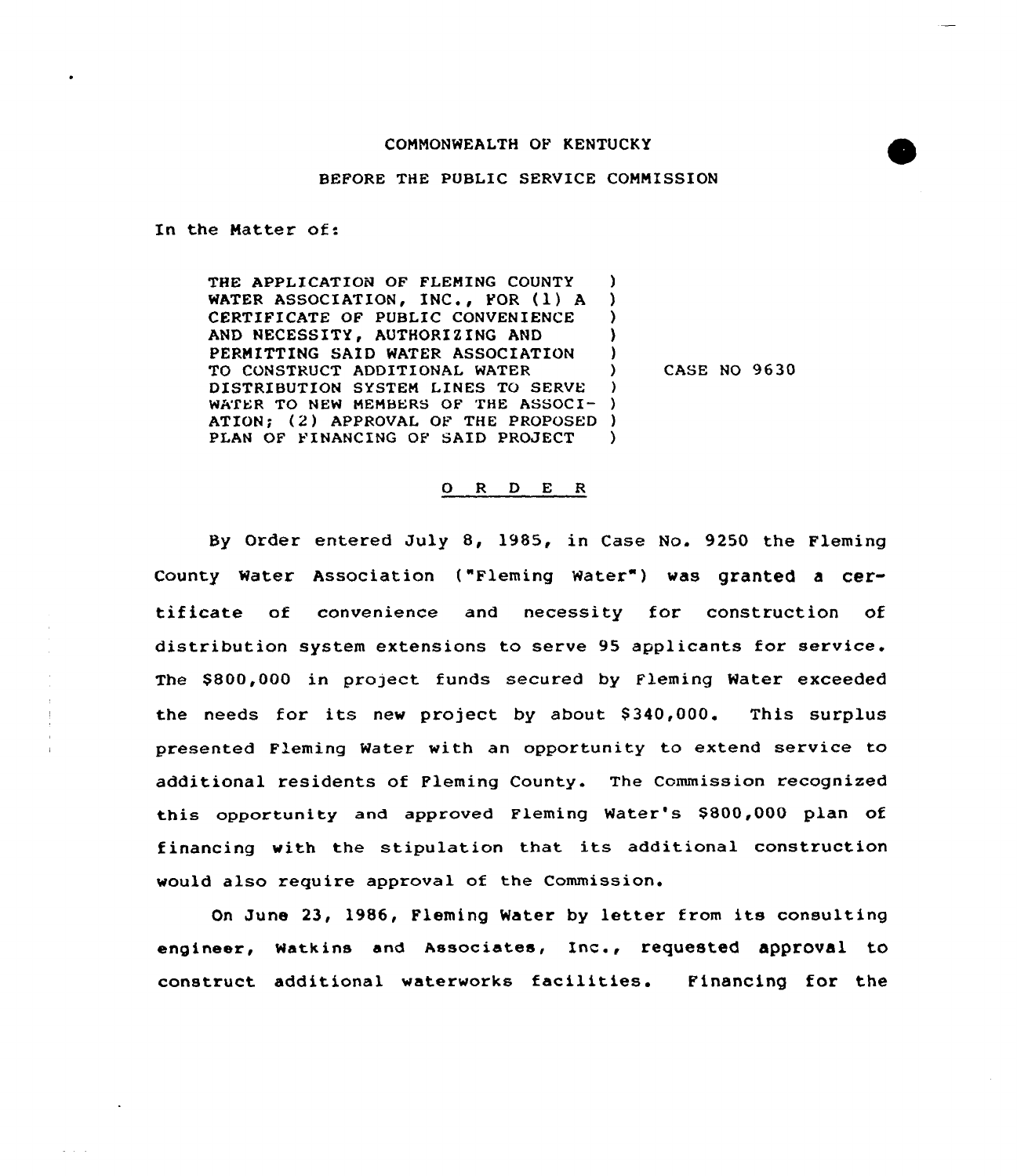COMMONWEALTH OF KENTUCKY

BEFORE THE PUBLIC SERVICE COMMISSION

In the Matter of:

THE APPLICATION OF FLEMING COUNTY WATER ASSOCIATION, INC., FOR (1) A CERTIFICATE OF PUBLIC CONVENIENCE AND NECESSITY, AUTHORIZING AND PERMITTING SAID WATER ASSOCIATION TO CONSTRUCT ADDITIONAL WATER DISTRIBUTION SYSTEM LINES TO SERVE WATER TO NEW MEMBERS OF THE ASSOCIATION; (2) APPROVAL OF THE PROPOSED PLAN OF FINANCING OF SAID PROJECT

CASE NO 9630

O R D E R

By Order entered July 8, 1985, in Case No. 9250 the Fleming County Water Association ("Fleming Water") was granted a certificate of convenience and necessity for construction of distribution system extensions to serve 95 applicants for service. The $800,000 in project funds secured by Fleming Water exceeded the needs for its new project by about $340,000. This surplus presented Fleming Water with an opportunity to extend service to additional residents of Fleming County. The Commission recognized this opportunity and approved Fleming Water's $800,000 plan of financing with the stipulation that its additional construction would also require approval of the Commission.

On June 23, 1986, Fleming Water by letter from its consulting engineer, Watkins and Associates, Inc., requested approval to construct additional waterworks facilities. Financing for the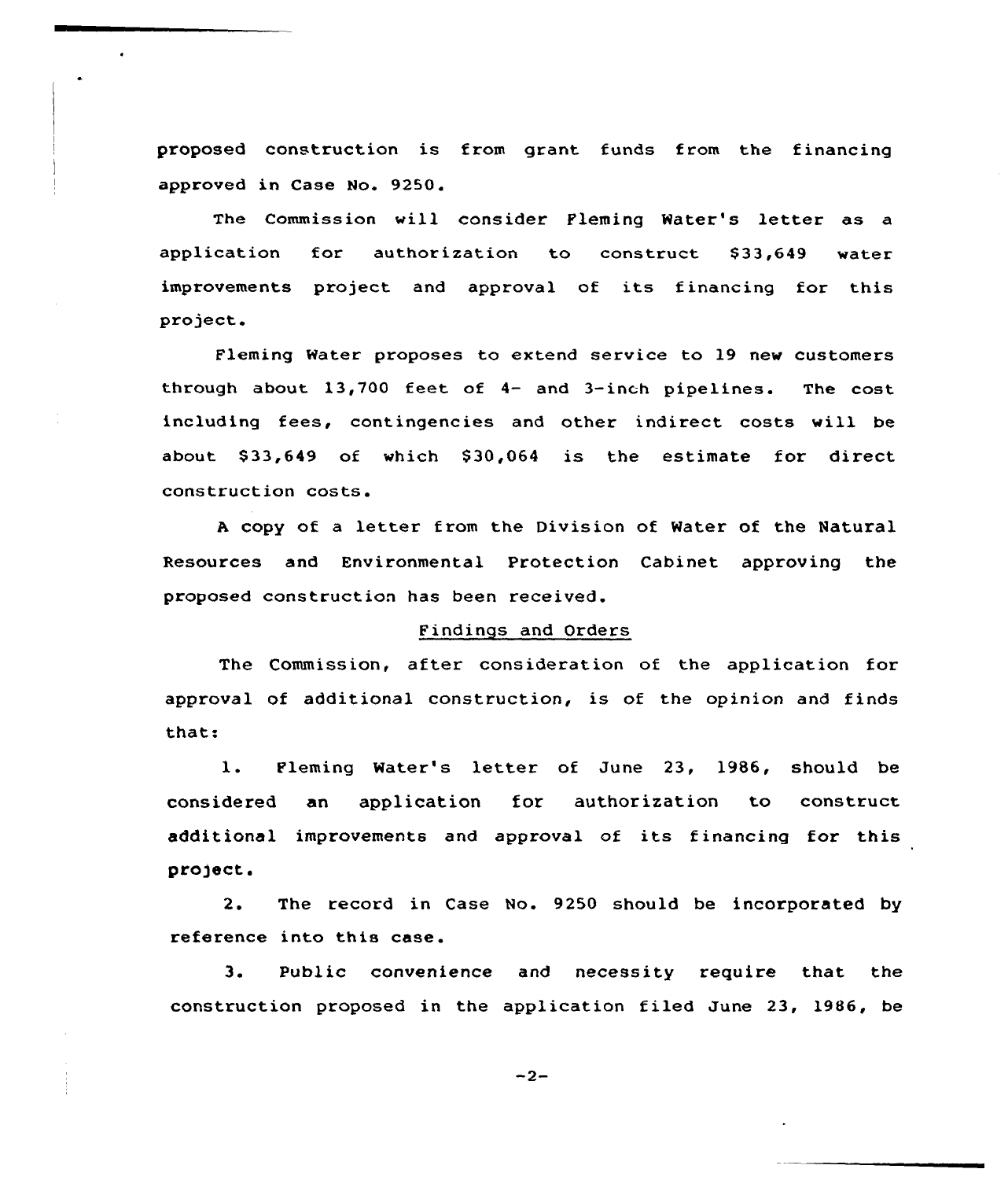proposed construction is from grant funds from the financing approved in Case No. 9250.

The Commission will consider Fleming Water's letter as a application for authorization to construct $33,649 water improvements project and approval of its financing for this project.

Fleming Water proposes to extend service to 19 new customers through about 13,700 feet of 4- and 3-inch pipelines. The cost including fees, contingencies and other indirect costs will be about $33,649 of which $30,064 is the estimate for direct construction costs.

A copy of a letter from the Division of Water of the Natural Resources and Environmental Protection Cabinet approving the proposed construction has been received.

## Findings and Orders

The Commission, after consideration of the application for approval of additional construction, is of the opinion and finds that:

1. Fleming Water's letter of June 23, 1986, should be considered an application for authorization to construct additional improvements and approval of its financing for this project.

2. The record in Case No. 9250 should be incorporated by reference into this case.

3. Public convenience and necessity require that the construction proposed in the application filed June 23, 1986, be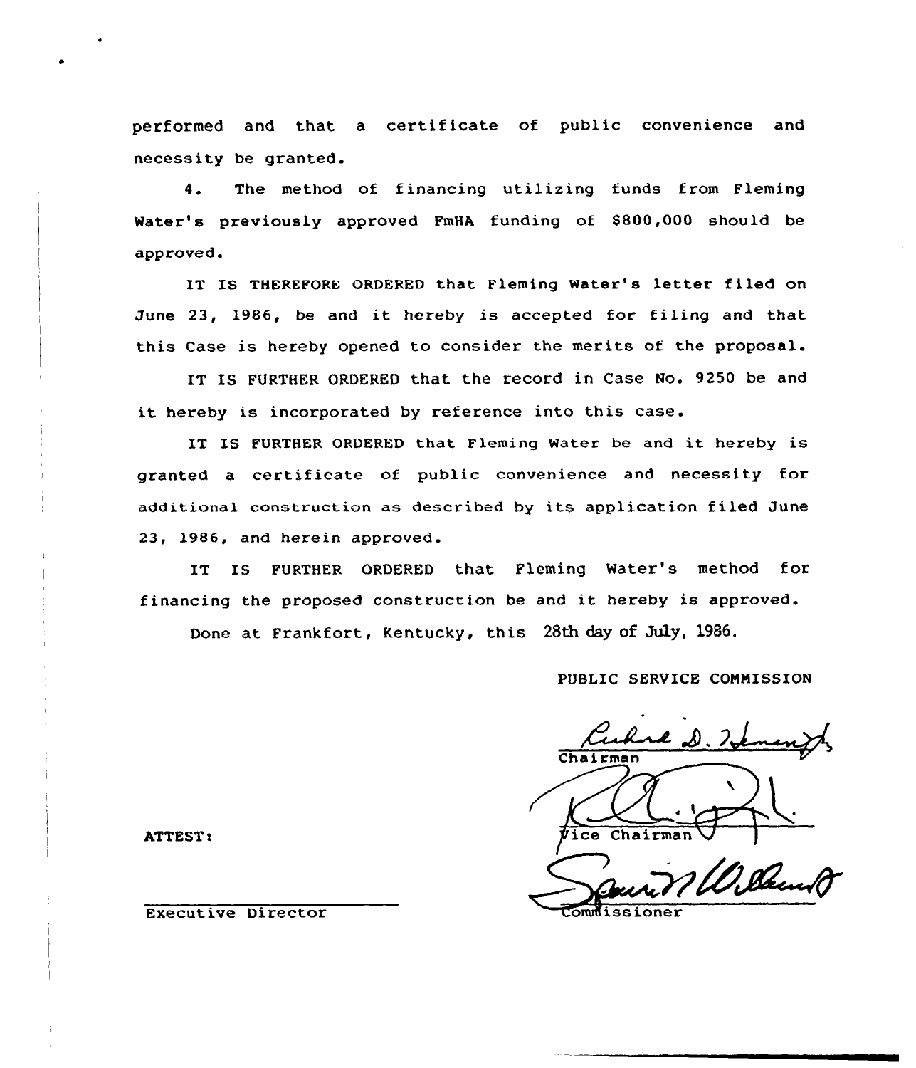performed and that a certificate of public convenience and necessity be granted.

4. The method of financing utilizing funds from Fleming Water's previously approved FmHA funding of $800,000 should be approved.

IT IS THEREFORE ORDERED that Fleming Water's letter filed on June 23, 1986, be and it hereby is accepted for filing and that this Case is hereby opened to consider the merits of the proposal.

IT IS FURTHER ORDERED that the record in Case No. 9250 be and it hereby is incorporated by reference into this case.

IT IS FURTHER ORDERED that Fleming Water be and it hereby is granted a certificate of public convenience and necessity for additional construction as described by its application filed June 23, 1986, and herein approved.

IT IS FURTHER ORDERED that Fleming Water's method for financing the proposed construction be and it hereby is approved.

Done at Frankfort, Kentucky, this 28th day of July, 1986.

PUBLIC SERVICE COMMISSION

Chairman

Vice Chairman

Commissioner

ATTEST:

Executive Director